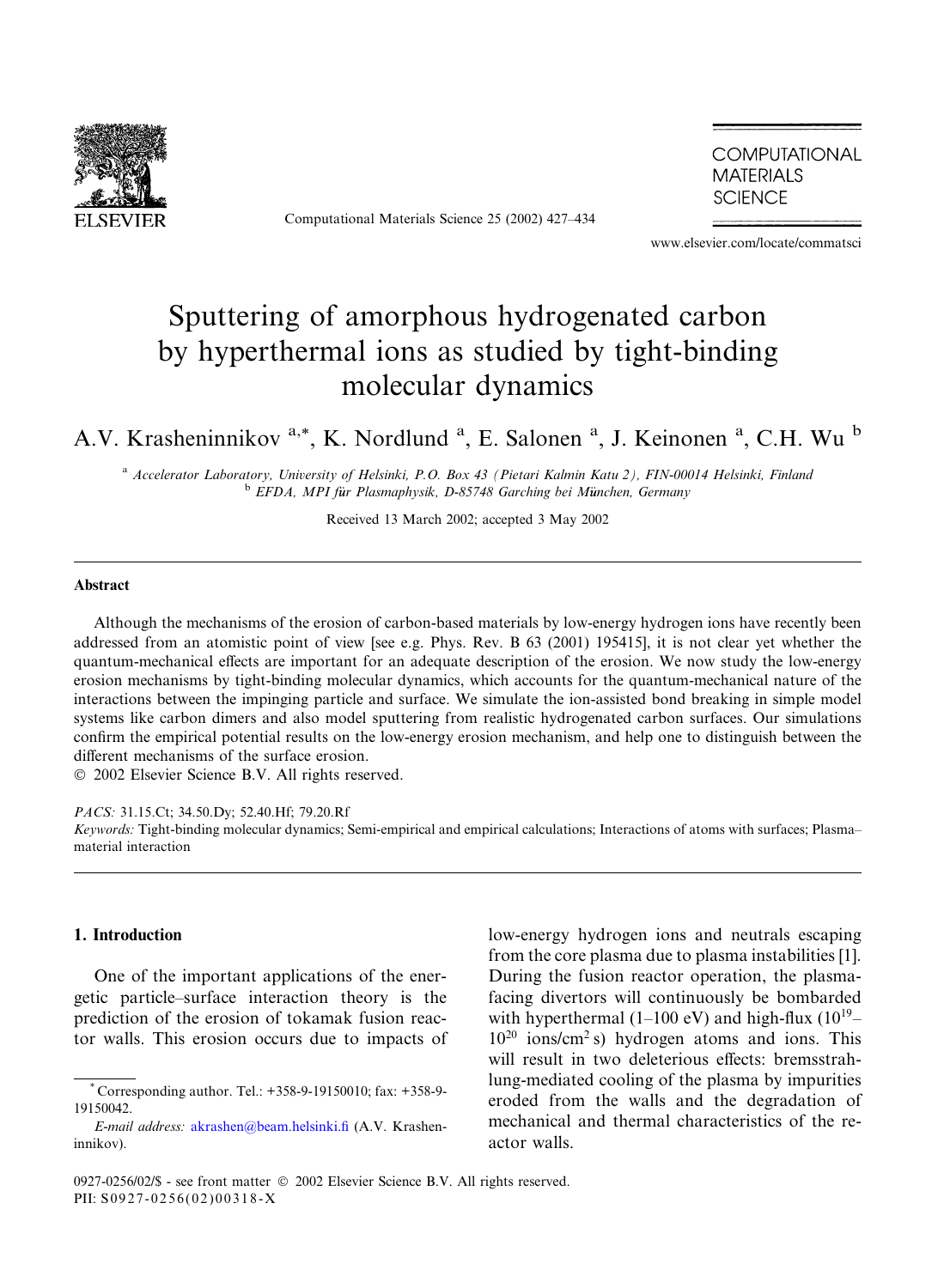# Sputtering of amorphous hydrogenated carbon by hyperthermal ions as studied by tight-binding molecular dynamics

A.V. Krasheninnikov [a,*], K. Nordlund [a], E. Salonen [a], J. Keinonen [a], C.H. Wu [b]

[a] Accelerator Laboratory, University of Helsinki, P.O. Box 43 (Pietari Kalmin Katu 2), FIN-00014 Helsinki, Finland
[b] EFDA, MPI für Plasmaphysik, D-85748 Garching bei München, Germany

Received 13 March 2002; accepted 3 May 2002

## Abstract

Although the mechanisms of the erosion of carbon-based materials by low-energy hydrogen ions have recently been addressed from an atomistic point of view [see e.g. Phys. Rev. B 63 (2001) 195415], it is not clear yet whether the quantum-mechanical effects are important for an adequate description of the erosion. We now study the low-energy erosion mechanisms by tight-binding molecular dynamics, which accounts for the quantum-mechanical nature of the interactions between the impinging particle and surface. We simulate the ion-assisted bond breaking in simple model systems like carbon dimers and also model sputtering from realistic hydrogenated carbon surfaces. Our simulations confirm the empirical potential results on the low-energy erosion mechanism, and help one to distinguish between the different mechanisms of the surface erosion.
© 2002 Elsevier Science B.V. All rights reserved.

*PACS:* 31.15.Ct; 34.50.Dy; 52.40.Hf; 79.20.Rf

*Keywords:* Tight-binding molecular dynamics; Semi-empirical and empirical calculations; Interactions of atoms with surfaces; Plasma–material interaction

## 1. Introduction

One of the important applications of the energetic particle–surface interaction theory is the prediction of the erosion of tokamak fusion reactor walls. This erosion occurs due to impacts of low-energy hydrogen ions and neutrals escaping from the core plasma due to plasma instabilities [1]. During the fusion reactor operation, the plasma-facing divertors will continuously be bombarded with hyperthermal (1–100 eV) and high-flux ($10^{19}$–$10^{20}$ ions/cm$^2$ s) hydrogen atoms and ions. This will result in two deleterious effects: bremsstrahlung-mediated cooling of the plasma by impurities eroded from the walls and the degradation of mechanical and thermal characteristics of the reactor walls.

* Corresponding author. Tel.: +358-9-19150010; fax: +358-9-19150042.
*E-mail address:* akrashen@beam.helsinki.fi (A.V. Krasheninnikov).

0927-0256/02/$ - see front matter © 2002 Elsevier Science B.V. All rights reserved.
PII: S0927-0256(02)00318-X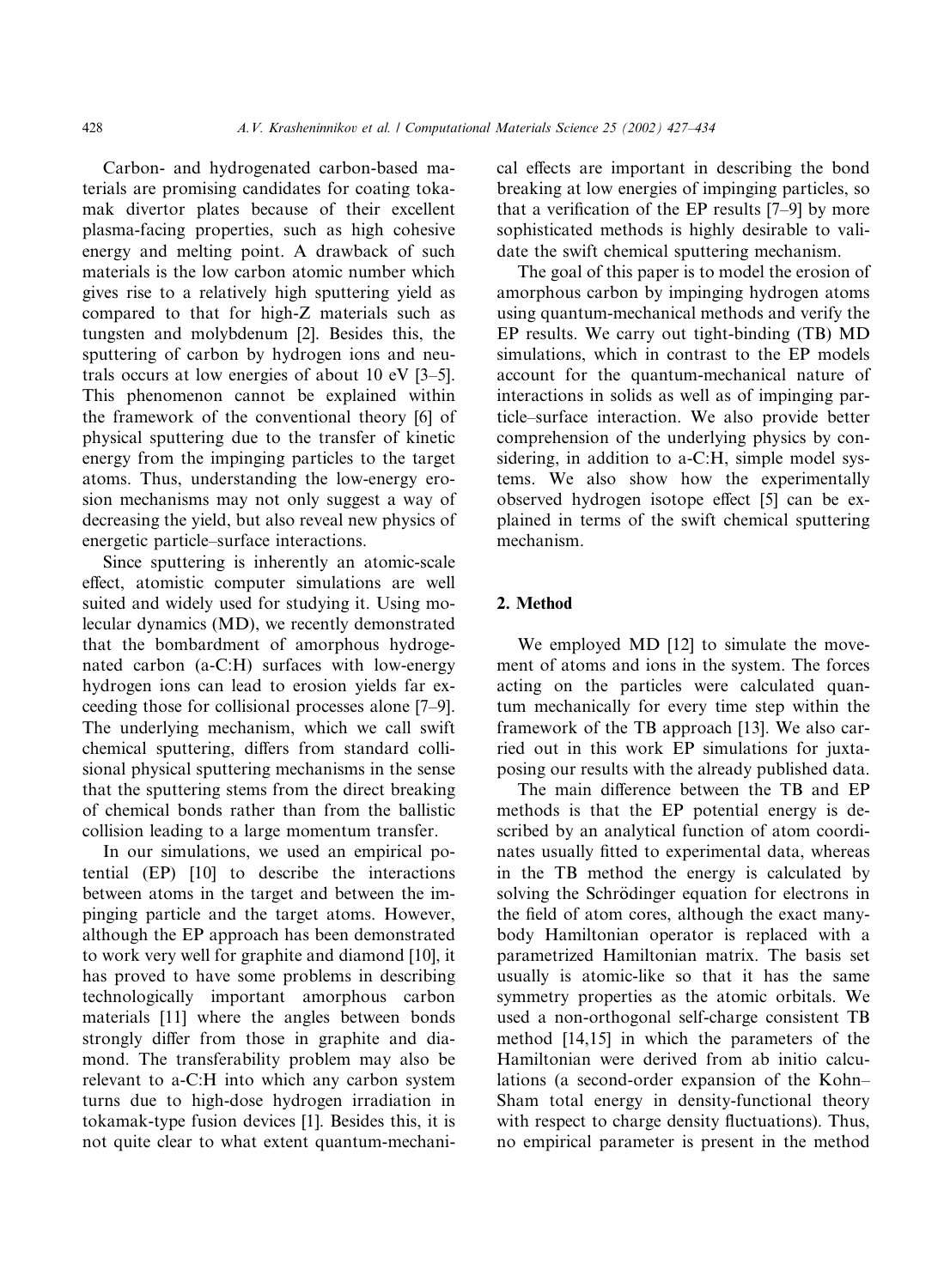Carbon- and hydrogenated carbon-based materials are promising candidates for coating tokamak divertor plates because of their excellent plasma-facing properties, such as high cohesive energy and melting point. A drawback of such materials is the low carbon atomic number which gives rise to a relatively high sputtering yield as compared to that for high-Z materials such as tungsten and molybdenum [2]. Besides this, the sputtering of carbon by hydrogen ions and neutrals occurs at low energies of about 10 eV [3–5]. This phenomenon cannot be explained within the framework of the conventional theory [6] of physical sputtering due to the transfer of kinetic energy from the impinging particles to the target atoms. Thus, understanding the low-energy erosion mechanisms may not only suggest a way of decreasing the yield, but also reveal new physics of energetic particle–surface interactions.

Since sputtering is inherently an atomic-scale effect, atomistic computer simulations are well suited and widely used for studying it. Using molecular dynamics (MD), we recently demonstrated that the bombardment of amorphous hydrogenated carbon (a-C:H) surfaces with low-energy hydrogen ions can lead to erosion yields far exceeding those for collisional processes alone [7–9]. The underlying mechanism, which we call swift chemical sputtering, differs from standard collisional physical sputtering mechanisms in the sense that the sputtering stems from the direct breaking of chemical bonds rather than from the ballistic collision leading to a large momentum transfer.

In our simulations, we used an empirical potential (EP) [10] to describe the interactions between atoms in the target and between the impinging particle and the target atoms. However, although the EP approach has been demonstrated to work very well for graphite and diamond [10], it has proved to have some problems in describing technologically important amorphous carbon materials [11] where the angles between bonds strongly differ from those in graphite and diamond. The transferability problem may also be relevant to a-C:H into which any carbon system turns due to high-dose hydrogen irradiation in tokamak-type fusion devices [1]. Besides this, it is not quite clear to what extent quantum-mechanical effects are important in describing the bond breaking at low energies of impinging particles, so that a verification of the EP results [7–9] by more sophisticated methods is highly desirable to validate the swift chemical sputtering mechanism.

The goal of this paper is to model the erosion of amorphous carbon by impinging hydrogen atoms using quantum-mechanical methods and verify the EP results. We carry out tight-binding (TB) MD simulations, which in contrast to the EP models account for the quantum-mechanical nature of interactions in solids as well as of impinging particle–surface interaction. We also provide better comprehension of the underlying physics by considering, in addition to a-C:H, simple model systems. We also show how the experimentally observed hydrogen isotope effect [5] can be explained in terms of the swift chemical sputtering mechanism.

## 2. Method

We employed MD [12] to simulate the movement of atoms and ions in the system. The forces acting on the particles were calculated quantum mechanically for every time step within the framework of the TB approach [13]. We also carried out in this work EP simulations for juxtaposing our results with the already published data.

The main difference between the TB and EP methods is that the EP potential energy is described by an analytical function of atom coordinates usually fitted to experimental data, whereas in the TB method the energy is calculated by solving the Schrödinger equation for electrons in the field of atom cores, although the exact many-body Hamiltonian operator is replaced with a parametrized Hamiltonian matrix. The basis set usually is atomic-like so that it has the same symmetry properties as the atomic orbitals. We used a non-orthogonal self-charge consistent TB method [14,15] in which the parameters of the Hamiltonian were derived from ab initio calculations (a second-order expansion of the Kohn–Sham total energy in density-functional theory with respect to charge density fluctuations). Thus, no empirical parameter is present in the method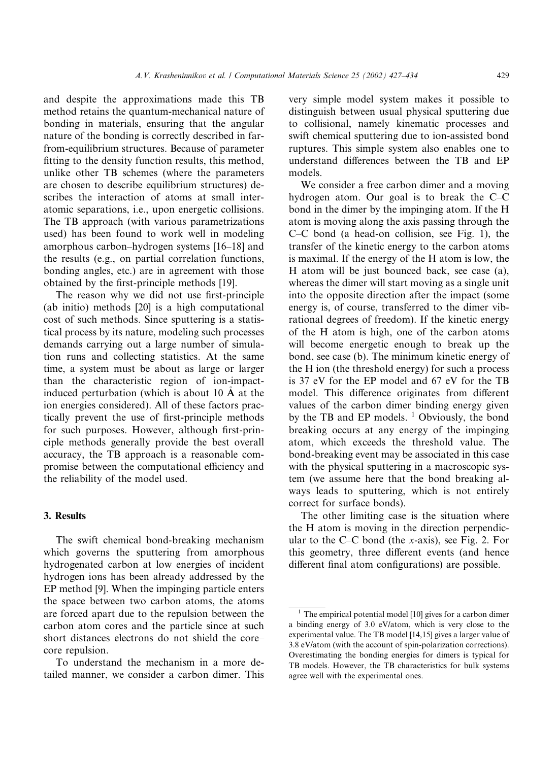and despite the approximations made this TB method retains the quantum-mechanical nature of bonding in materials, ensuring that the angular nature of the bonding is correctly described in far-from-equilibrium structures. Because of parameter fitting to the density function results, this method, unlike other TB schemes (where the parameters are chosen to describe equilibrium structures) describes the interaction of atoms at small interatomic separations, i.e., upon energetic collisions. The TB approach (with various parametrizations used) has been found to work well in modeling amorphous carbon–hydrogen systems [16–18] and the results (e.g., on partial correlation functions, bonding angles, etc.) are in agreement with those obtained by the first-principle methods [19].

The reason why we did not use first-principle (ab initio) methods [20] is a high computational cost of such methods. Since sputtering is a statistical process by its nature, modeling such processes demands carrying out a large number of simulation runs and collecting statistics. At the same time, a system must be about as large or larger than the characteristic region of ion-impact-induced perturbation (which is about 10 Å at the ion energies considered). All of these factors practically prevent the use of first-principle methods for such purposes. However, although first-principle methods generally provide the best overall accuracy, the TB approach is a reasonable compromise between the computational efficiency and the reliability of the model used.

## 3. Results

The swift chemical bond-breaking mechanism which governs the sputtering from amorphous hydrogenated carbon at low energies of incident hydrogen ions has been already addressed by the EP method [9]. When the impinging particle enters the space between two carbon atoms, the atoms are forced apart due to the repulsion between the carbon atom cores and the particle since at such short distances electrons do not shield the core–core repulsion.

To understand the mechanism in a more detailed manner, we consider a carbon dimer. This very simple model system makes it possible to distinguish between usual physical sputtering due to collisional, namely kinematic processes and swift chemical sputtering due to ion-assisted bond ruptures. This simple system also enables one to understand differences between the TB and EP models.

We consider a free carbon dimer and a moving hydrogen atom. Our goal is to break the C–C bond in the dimer by the impinging atom. If the H atom is moving along the axis passing through the C–C bond (a head-on collision, see Fig. 1), the transfer of the kinetic energy to the carbon atoms is maximal. If the energy of the H atom is low, the H atom will be just bounced back, see case (a), whereas the dimer will start moving as a single unit into the opposite direction after the impact (some energy is, of course, transferred to the dimer vibrational degrees of freedom). If the kinetic energy of the H atom is high, one of the carbon atoms will become energetic enough to break up the bond, see case (b). The minimum kinetic energy of the H ion (the threshold energy) for such a process is 37 eV for the EP model and 67 eV for the TB model. This difference originates from different values of the carbon dimer binding energy given by the TB and EP models. [1] Obviously, the bond breaking occurs at any energy of the impinging atom, which exceeds the threshold value. The bond-breaking event may be associated in this case with the physical sputtering in a macroscopic system (we assume here that the bond breaking always leads to sputtering, which is not entirely correct for surface bonds).

The other limiting case is the situation where the H atom is moving in the direction perpendicular to the C–C bond (the $x$-axis), see Fig. 2. For this geometry, three different events (and hence different final atom configurations) are possible.

[1] The empirical potential model [10] gives for a carbon dimer a binding energy of 3.0 eV/atom, which is very close to the experimental value. The TB model [14,15] gives a larger value of 3.8 eV/atom (with the account of spin-polarization corrections). Overestimating the bonding energies for dimers is typical for TB models. However, the TB characteristics for bulk systems agree well with the experimental ones.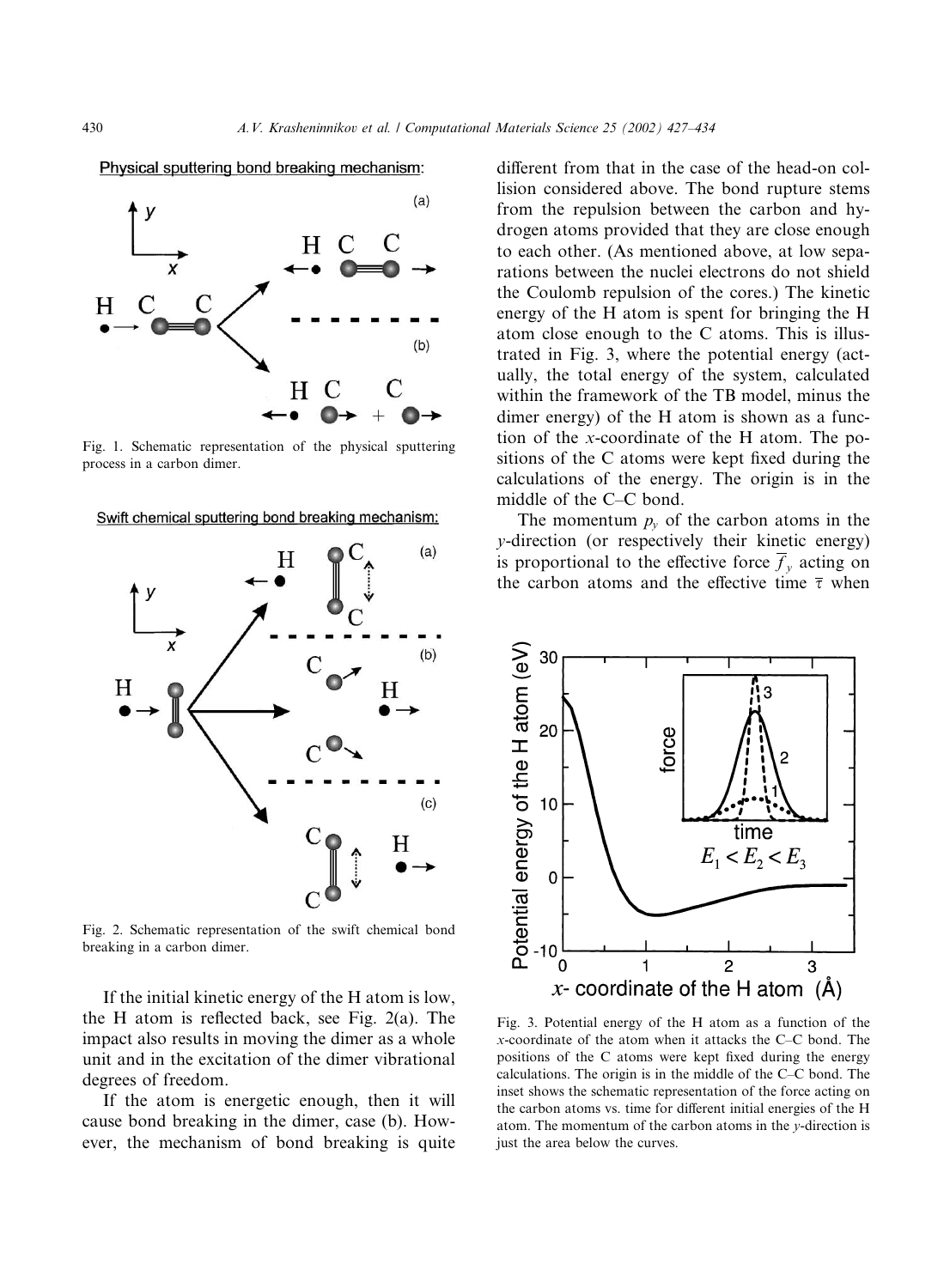Physical sputtering bond breaking mechanism:

(a)

H C C

H C C

(b)

H C C

Fig. 1. Schematic representation of the physical sputtering process in a carbon dimer.

Swift chemical sputtering bond breaking mechanism:

(a)

(b)

(c)

Fig. 2. Schematic representation of the swift chemical bond breaking in a carbon dimer.

If the initial kinetic energy of the H atom is low, the H atom is reflected back, see Fig. 2(a). The impact also results in moving the dimer as a whole unit and in the excitation of the dimer vibrational degrees of freedom.

If the atom is energetic enough, then it will cause bond breaking in the dimer, case (b). However, the mechanism of bond breaking is quite different from that in the case of the head-on collision considered above. The bond rupture stems from the repulsion between the carbon and hydrogen atoms provided that they are close enough to each other. (As mentioned above, at low separations between the nuclei electrons do not shield the Coulomb repulsion of the cores.) The kinetic energy of the H atom is spent for bringing the H atom close enough to the C atoms. This is illustrated in Fig. 3, where the potential energy (actually, the total energy of the system, calculated within the framework of the TB model, minus the dimer energy) of the H atom is shown as a function of the $x$-coordinate of the H atom. The positions of the C atoms were kept fixed during the calculations of the energy. The origin is in the middle of the C–C bond.

The momentum $p_y$ of the carbon atoms in the $y$-direction (or respectively their kinetic energy) is proportional to the effective force $\overline{f}_y$ acting on the carbon atoms and the effective time $\overline{\tau}$ when

Potential energy of the H atom (eV)

$x$- coordinate of the H atom (Å)

force

time

$E_1 < E_2 < E_3$

Fig. 3. Potential energy of the H atom as a function of the $x$-coordinate of the atom when it attacks the C–C bond. The positions of the C atoms were kept fixed during the energy calculations. The origin is in the middle of the C–C bond. The inset shows the schematic representation of the force acting on the carbon atoms vs. time for different initial energies of the H atom. The momentum of the carbon atoms in the $y$-direction is just the area below the curves.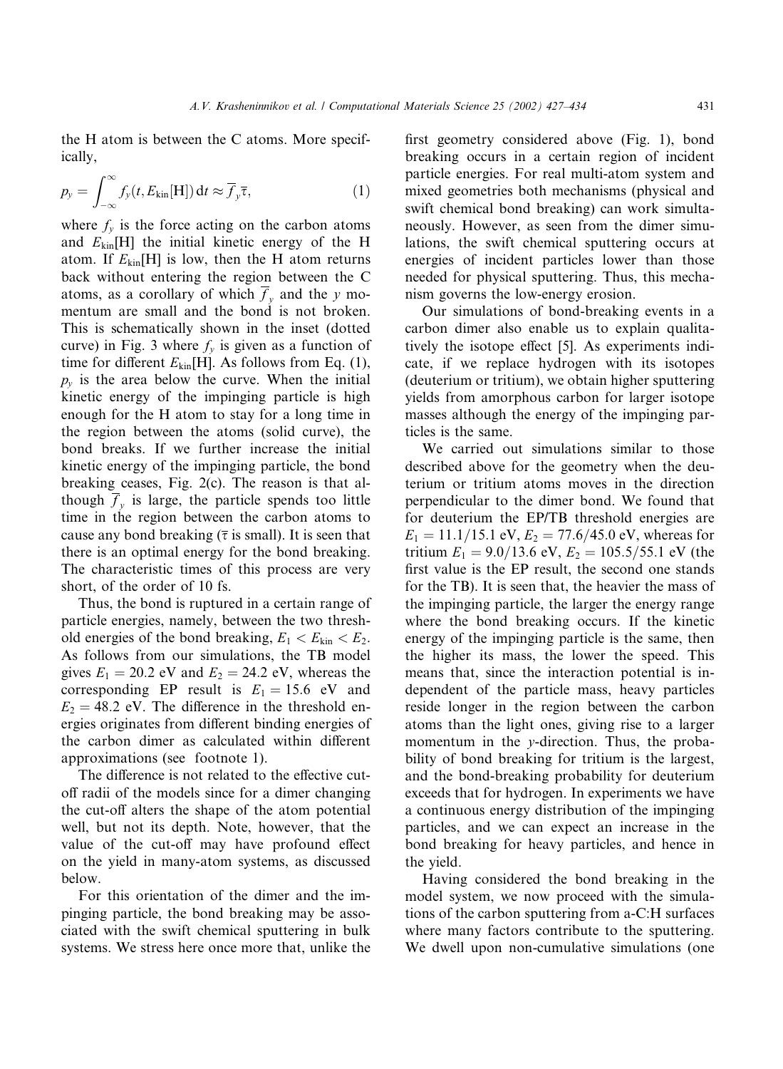the H atom is between the C atoms. More specifically,

$$p_y = \int_{-\infty}^{\infty} f_y(t, E_{\mathrm{kin}}[\mathrm{H}])\,\mathrm{d}t \approx \overline{f}_y \overline{\tau}, \tag{1}$$

where $f_y$ is the force acting on the carbon atoms and $E_{\mathrm{kin}}[\mathrm{H}]$ the initial kinetic energy of the H atom. If $E_{\mathrm{kin}}[\mathrm{H}]$ is low, then the H atom returns back without entering the region between the C atoms, as a corollary of which $\overline{f}_y$ and the $y$ momentum are small and the bond is not broken. This is schematically shown in the inset (dotted curve) in Fig. 3 where $f_y$ is given as a function of time for different $E_{\mathrm{kin}}[\mathrm{H}]$. As follows from Eq. (1), $p_y$ is the area below the curve. When the initial kinetic energy of the impinging particle is high enough for the H atom to stay for a long time in the region between the atoms (solid curve), the bond breaks. If we further increase the initial kinetic energy of the impinging particle, the bond breaking ceases, Fig. 2(c). The reason is that although $\overline{f}_y$ is large, the particle spends too little time in the region between the carbon atoms to cause any bond breaking ($\overline{\tau}$ is small). It is seen that there is an optimal energy for the bond breaking. The characteristic times of this process are very short, of the order of 10 fs.

Thus, the bond is ruptured in a certain range of particle energies, namely, between the two threshold energies of the bond breaking, $E_1 < E_{\mathrm{kin}} < E_2$. As follows from our simulations, the TB model gives $E_1 = 20.2$ eV and $E_2 = 24.2$ eV, whereas the corresponding EP result is $E_1 = 15.6$ eV and $E_2 = 48.2$ eV. The difference in the threshold energies originates from different binding energies of the carbon dimer as calculated within different approximations (see footnote 1).

The difference is not related to the effective cut-off radii of the models since for a dimer changing the cut-off alters the shape of the atom potential well, but not its depth. Note, however, that the value of the cut-off may have profound effect on the yield in many-atom systems, as discussed below.

For this orientation of the dimer and the impinging particle, the bond breaking may be associated with the swift chemical sputtering in bulk systems. We stress here once more that, unlike the first geometry considered above (Fig. 1), bond breaking occurs in a certain region of incident particle energies. For real multi-atom system and mixed geometries both mechanisms (physical and swift chemical bond breaking) can work simultaneously. However, as seen from the dimer simulations, the swift chemical sputtering occurs at energies of incident particles lower than those needed for physical sputtering. Thus, this mechanism governs the low-energy erosion.

Our simulations of bond-breaking events in a carbon dimer also enable us to explain qualitatively the isotope effect [5]. As experiments indicate, if we replace hydrogen with its isotopes (deuterium or tritium), we obtain higher sputtering yields from amorphous carbon for larger isotope masses although the energy of the impinging particles is the same.

We carried out simulations similar to those described above for the geometry when the deuterium or tritium atoms moves in the direction perpendicular to the dimer bond. We found that for deuterium the EP/TB threshold energies are $E_1 = 11.1/15.1$ eV, $E_2 = 77.6/45.0$ eV, whereas for tritium $E_1 = 9.0/13.6$ eV, $E_2 = 105.5/55.1$ eV (the first value is the EP result, the second one stands for the TB). It is seen that, the heavier the mass of the impinging particle, the larger the energy range where the bond breaking occurs. If the kinetic energy of the impinging particle is the same, then the higher its mass, the lower the speed. This means that, since the interaction potential is independent of the particle mass, heavy particles reside longer in the region between the carbon atoms than the light ones, giving rise to a larger momentum in the $y$-direction. Thus, the probability of bond breaking for tritium is the largest, and the bond-breaking probability for deuterium exceeds that for hydrogen. In experiments we have a continuous energy distribution of the impinging particles, and we can expect an increase in the bond breaking for heavy particles, and hence in the yield.

Having considered the bond breaking in the model system, we now proceed with the simulations of the carbon sputtering from a-C:H surfaces where many factors contribute to the sputtering. We dwell upon non-cumulative simulations (one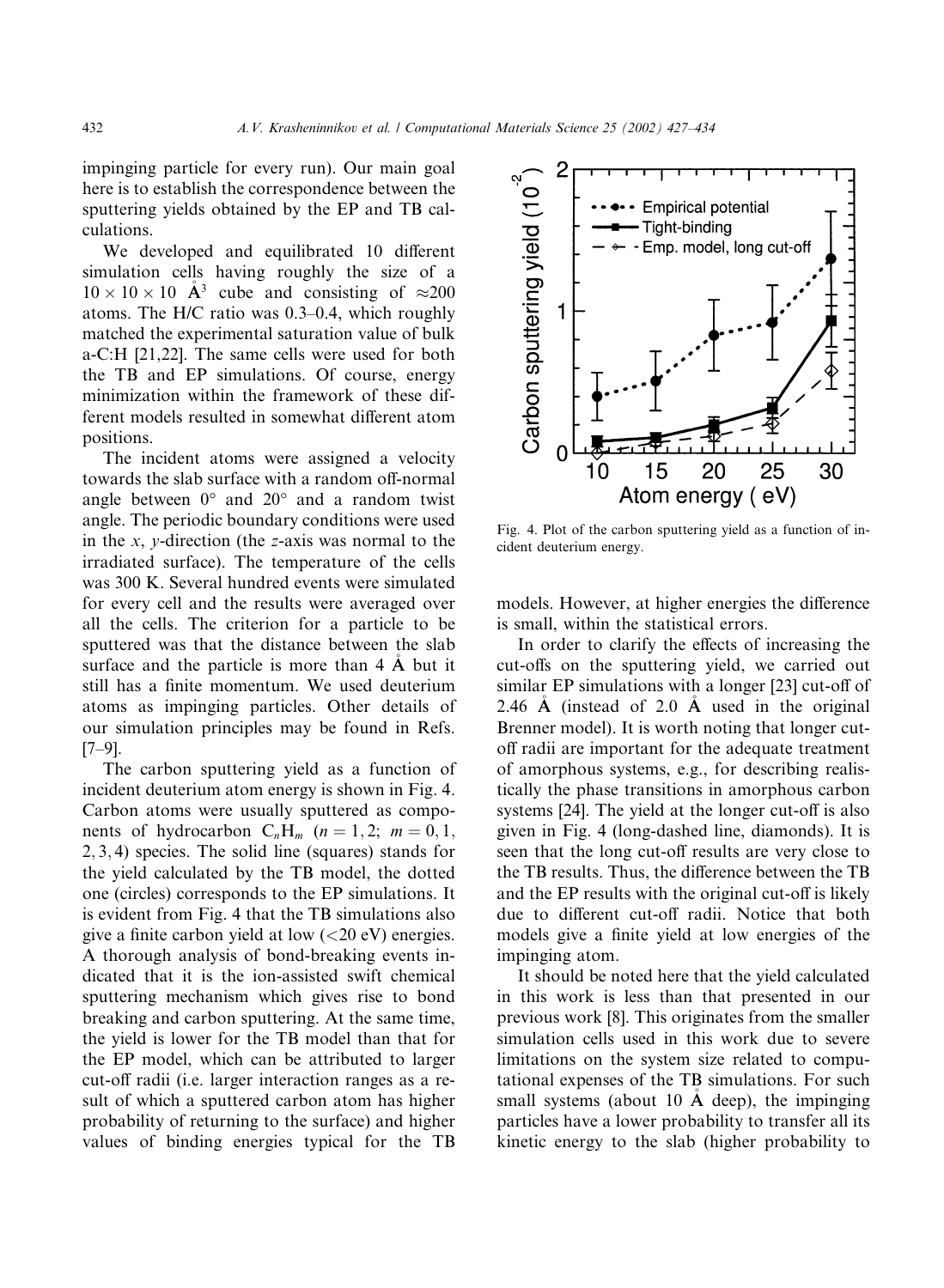impinging particle for every run). Our main goal here is to establish the correspondence between the sputtering yields obtained by the EP and TB calculations.

We developed and equilibrated 10 different simulation cells having roughly the size of a $10 \times 10 \times 10$ Å$^3$ cube and consisting of $\approx 200$ atoms. The H/C ratio was 0.3–0.4, which roughly matched the experimental saturation value of bulk a-C:H [21,22]. The same cells were used for both the TB and EP simulations. Of course, energy minimization within the framework of these different models resulted in somewhat different atom positions.

The incident atoms were assigned a velocity towards the slab surface with a random off-normal angle between 0° and 20° and a random twist angle. The periodic boundary conditions were used in the $x$, $y$-direction (the $z$-axis was normal to the irradiated surface). The temperature of the cells was 300 K. Several hundred events were simulated for every cell and the results were averaged over all the cells. The criterion for a particle to be sputtered was that the distance between the slab surface and the particle is more than 4 Å but it still has a finite momentum. We used deuterium atoms as impinging particles. Other details of our simulation principles may be found in Refs. [7–9].

The carbon sputtering yield as a function of incident deuterium atom energy is shown in Fig. 4. Carbon atoms were usually sputtered as components of hydrocarbon $C_nH_m$ ($n = 1, 2$; $m = 0, 1, 2, 3, 4$) species. The solid line (squares) stands for the yield calculated by the TB model, the dotted one (circles) corresponds to the EP simulations. It is evident from Fig. 4 that the TB simulations also give a finite carbon yield at low (<20 eV) energies. A thorough analysis of bond-breaking events indicated that it is the ion-assisted swift chemical sputtering mechanism which gives rise to bond breaking and carbon sputtering. At the same time, the yield is lower for the TB model than that for the EP model, which can be attributed to larger cut-off radii (i.e. larger interaction ranges as a result of which a sputtered carbon atom has higher probability of returning to the surface) and higher values of binding energies typical for the TB models. However, at higher energies the difference is small, within the statistical errors.

Carbon sputtering yield ($10^{-2}$)

Atom energy ( eV)

Empirical potential

Tight-binding

Emp. model, long cut-off

0 1 2

10 15 20 25 30

Fig. 4. Plot of the carbon sputtering yield as a function of incident deuterium energy.

In order to clarify the effects of increasing the cut-offs on the sputtering yield, we carried out similar EP simulations with a longer [23] cut-off of 2.46 Å (instead of 2.0 Å used in the original Brenner model). It is worth noting that longer cut-off radii are important for the adequate treatment of amorphous systems, e.g., for describing realistically the phase transitions in amorphous carbon systems [24]. The yield at the longer cut-off is also given in Fig. 4 (long-dashed line, diamonds). It is seen that the long cut-off results are very close to the TB results. Thus, the difference between the TB and the EP results with the original cut-off is likely due to different cut-off radii. Notice that both models give a finite yield at low energies of the impinging atom.

It should be noted here that the yield calculated in this work is less than that presented in our previous work [8]. This originates from the smaller simulation cells used in this work due to severe limitations on the system size related to computational expenses of the TB simulations. For such small systems (about 10 Å deep), the impinging particles have a lower probability to transfer all its kinetic energy to the slab (higher probability to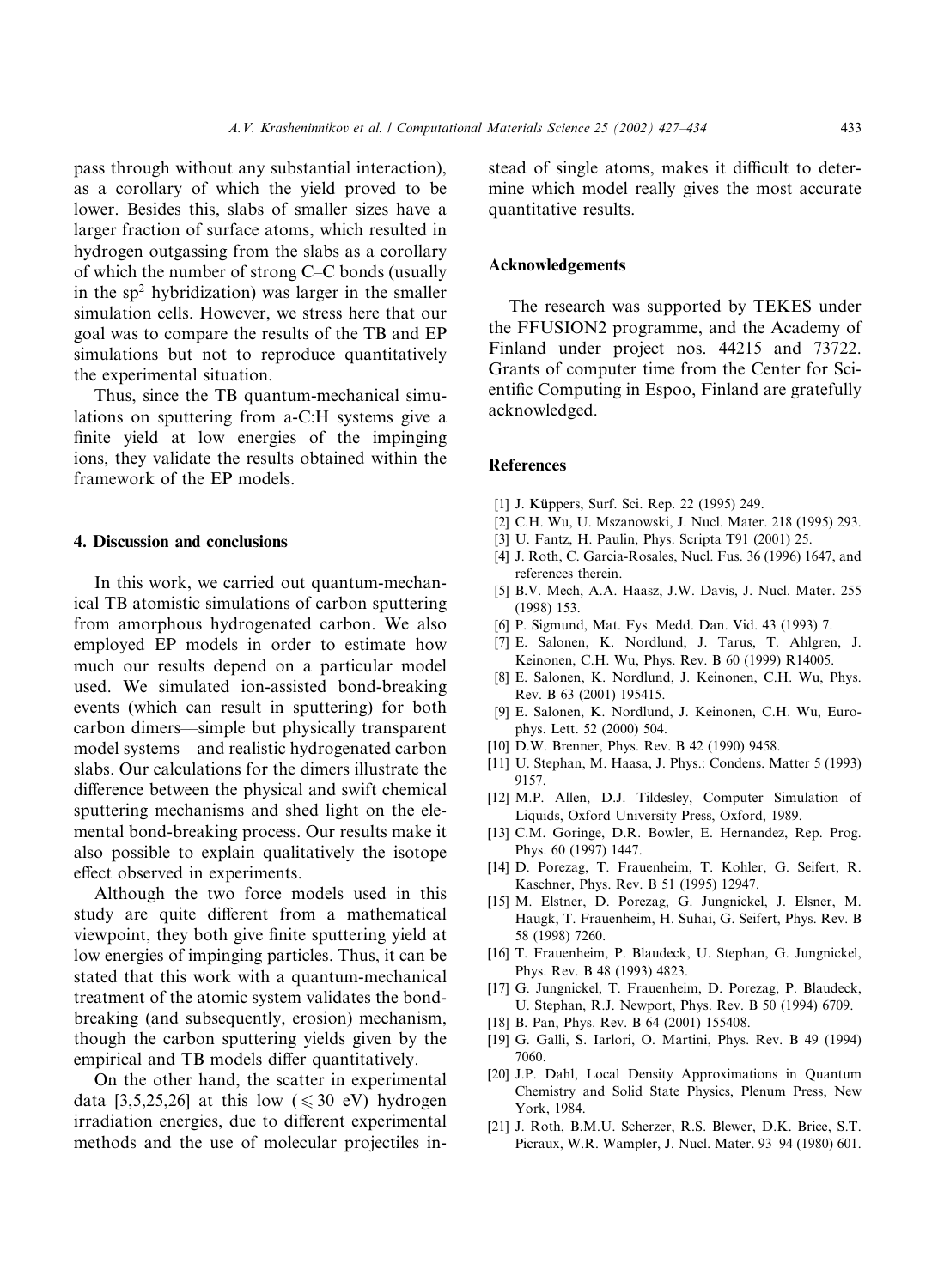pass through without any substantial interaction), as a corollary of which the yield proved to be lower. Besides this, slabs of smaller sizes have a larger fraction of surface atoms, which resulted in hydrogen outgassing from the slabs as a corollary of which the number of strong C–C bonds (usually in the $sp^2$ hybridization) was larger in the smaller simulation cells. However, we stress here that our goal was to compare the results of the TB and EP simulations but not to reproduce quantitatively the experimental situation.

Thus, since the TB quantum-mechanical simulations on sputtering from a-C:H systems give a finite yield at low energies of the impinging ions, they validate the results obtained within the framework of the EP models.

## 4. Discussion and conclusions

In this work, we carried out quantum-mechanical TB atomistic simulations of carbon sputtering from amorphous hydrogenated carbon. We also employed EP models in order to estimate how much our results depend on a particular model used. We simulated ion-assisted bond-breaking events (which can result in sputtering) for both carbon dimers—simple but physically transparent model systems—and realistic hydrogenated carbon slabs. Our calculations for the dimers illustrate the difference between the physical and swift chemical sputtering mechanisms and shed light on the elemental bond-breaking process. Our results make it also possible to explain qualitatively the isotope effect observed in experiments.

Although the two force models used in this study are quite different from a mathematical viewpoint, they both give finite sputtering yield at low energies of impinging particles. Thus, it can be stated that this work with a quantum-mechanical treatment of the atomic system validates the bond-breaking (and subsequently, erosion) mechanism, though the carbon sputtering yields given by the empirical and TB models differ quantitatively.

On the other hand, the scatter in experimental data [3,5,25,26] at this low ($\leqslant 30$ eV) hydrogen irradiation energies, due to different experimental methods and the use of molecular projectiles instead of single atoms, makes it difficult to determine which model really gives the most accurate quantitative results.

## Acknowledgements

The research was supported by TEKES under the FFUSION2 programme, and the Academy of Finland under project nos. 44215 and 73722. Grants of computer time from the Center for Scientific Computing in Espoo, Finland are gratefully acknowledged.

## References

[1] J. Küppers, Surf. Sci. Rep. 22 (1995) 249.

[2] C.H. Wu, U. Mszanowski, J. Nucl. Mater. 218 (1995) 293.

[3] U. Fantz, H. Paulin, Phys. Scripta T91 (2001) 25.

[4] J. Roth, C. Garcia-Rosales, Nucl. Fus. 36 (1996) 1647, and references therein.

[5] B.V. Mech, A.A. Haasz, J.W. Davis, J. Nucl. Mater. 255 (1998) 153.

[6] P. Sigmund, Mat. Fys. Medd. Dan. Vid. 43 (1993) 7.

[7] E. Salonen, K. Nordlund, J. Tarus, T. Ahlgren, J. Keinonen, C.H. Wu, Phys. Rev. B 60 (1999) R14005.

[8] E. Salonen, K. Nordlund, J. Keinonen, C.H. Wu, Phys. Rev. B 63 (2001) 195415.

[9] E. Salonen, K. Nordlund, J. Keinonen, C.H. Wu, Europhys. Lett. 52 (2000) 504.

[10] D.W. Brenner, Phys. Rev. B 42 (1990) 9458.

[11] U. Stephan, M. Haasa, J. Phys.: Condens. Matter 5 (1993) 9157.

[12] M.P. Allen, D.J. Tildesley, Computer Simulation of Liquids, Oxford University Press, Oxford, 1989.

[13] C.M. Goringe, D.R. Bowler, E. Hernandez, Rep. Prog. Phys. 60 (1997) 1447.

[14] D. Porezag, T. Frauenheim, T. Kohler, G. Seifert, R. Kaschner, Phys. Rev. B 51 (1995) 12947.

[15] M. Elstner, D. Porezag, G. Jungnickel, J. Elsner, M. Haugk, T. Frauenheim, H. Suhai, G. Seifert, Phys. Rev. B 58 (1998) 7260.

[16] T. Frauenheim, P. Blaudeck, U. Stephan, G. Jungnickel, Phys. Rev. B 48 (1993) 4823.

[17] G. Jungnickel, T. Frauenheim, D. Porezag, P. Blaudeck, U. Stephan, R.J. Newport, Phys. Rev. B 50 (1994) 6709.

[18] B. Pan, Phys. Rev. B 64 (2001) 155408.

[19] G. Galli, S. Iarlori, O. Martini, Phys. Rev. B 49 (1994) 7060.

[20] J.P. Dahl, Local Density Approximations in Quantum Chemistry and Solid State Physics, Plenum Press, New York, 1984.

[21] J. Roth, B.M.U. Scherzer, R.S. Blewer, D.K. Brice, S.T. Picraux, W.R. Wampler, J. Nucl. Mater. 93–94 (1980) 601.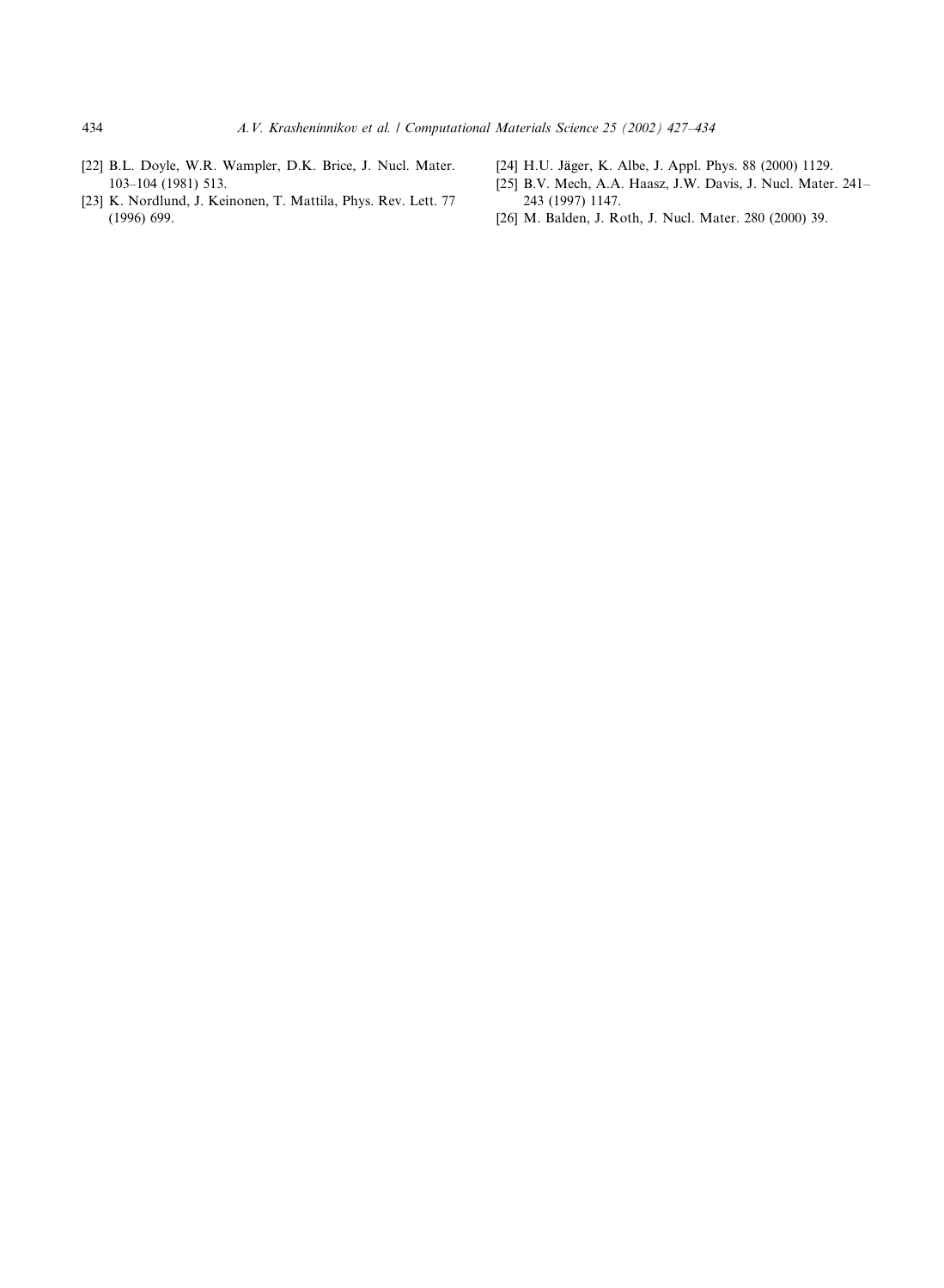[22] B.L. Doyle, W.R. Wampler, D.K. Brice, J. Nucl. Mater. 103–104 (1981) 513.

[23] K. Nordlund, J. Keinonen, T. Mattila, Phys. Rev. Lett. 77 (1996) 699.

[24] H.U. Jäger, K. Albe, J. Appl. Phys. 88 (2000) 1129.

[25] B.V. Mech, A.A. Haasz, J.W. Davis, J. Nucl. Mater. 241–243 (1997) 1147.

[26] M. Balden, J. Roth, J. Nucl. Mater. 280 (2000) 39.